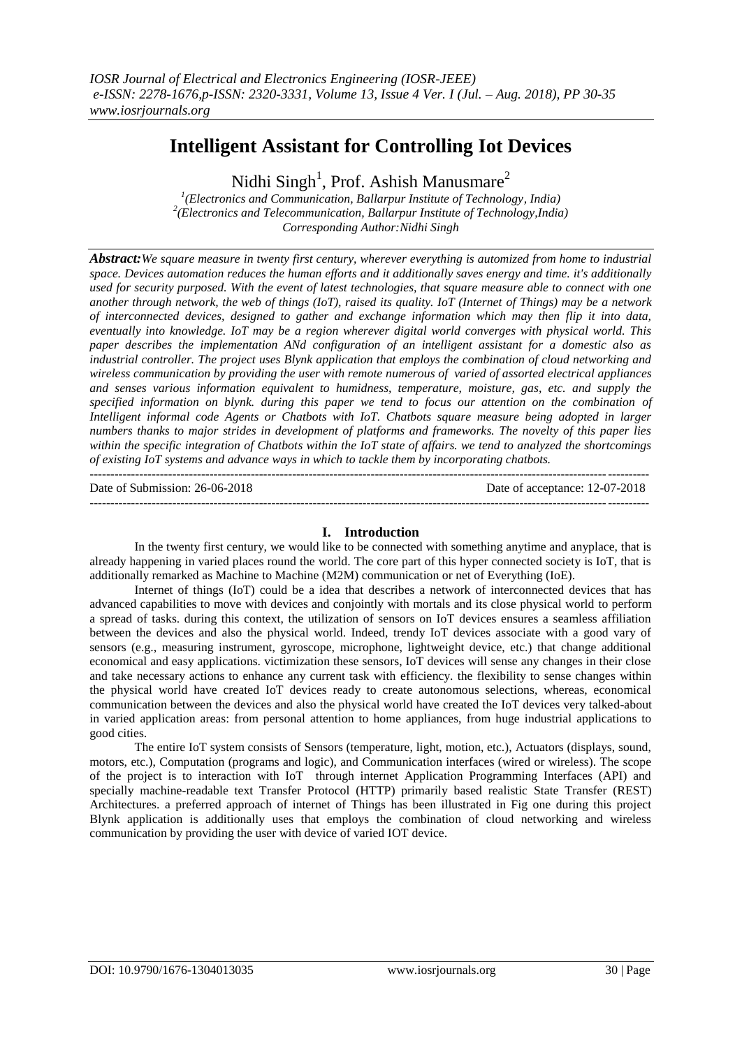# Intelligent Assistant for Controlling Iot Devices

Nidhi Singh[1], Prof. Ashish Manusmare[2]

[1](Electronics and Communication, Ballarpur Institute of Technology, India)
[2](Electronics and Telecommunication, Ballarpur Institute of Technology,India)
*Corresponding Author:Nidhi Singh*

***Abstract:*** *We square measure in twenty first century, wherever everything is automized from home to industrial space. Devices automation reduces the human efforts and it additionally saves energy and time. it's additionally used for security purposed. With the event of latest technologies, that square measure able to connect with one another through network, the web of things (IoT), raised its quality. IoT (Internet of Things) may be a network of interconnected devices, designed to gather and exchange information which may then flip it into data, eventually into knowledge. IoT may be a region wherever digital world converges with physical world. This paper describes the implementation ANd configuration of an intelligent assistant for a domestic also as industrial controller. The project uses Blynk application that employs the combination of cloud networking and wireless communication by providing the user with remote numerous of varied of assorted electrical appliances and senses various information equivalent to humidness, temperature, moisture, gas, etc. and supply the specified information on blynk. during this paper we tend to focus our attention on the combination of Intelligent informal code Agents or Chatbots with IoT. Chatbots square measure being adopted in larger numbers thanks to major strides in development of platforms and frameworks. The novelty of this paper lies within the specific integration of Chatbots within the IoT state of affairs. we tend to analyzed the shortcomings of existing IoT systems and advance ways in which to tackle them by incorporating chatbots.*

---

Date of Submission: 26-06-2018 Date of acceptance: 12-07-2018

---

## I. Introduction

In the twenty first century, we would like to be connected with something anytime and anyplace, that is already happening in varied places round the world. The core part of this hyper connected society is IoT, that is additionally remarked as Machine to Machine (M2M) communication or net of Everything (IoE).

Internet of things (IoT) could be a idea that describes a network of interconnected devices that has advanced capabilities to move with devices and conjointly with mortals and its close physical world to perform a spread of tasks. during this context, the utilization of sensors on IoT devices ensures a seamless affiliation between the devices and also the physical world. Indeed, trendy IoT devices associate with a good vary of sensors (e.g., measuring instrument, gyroscope, microphone, lightweight device, etc.) that change additional economical and easy applications. victimization these sensors, IoT devices will sense any changes in their close and take necessary actions to enhance any current task with efficiency. the flexibility to sense changes within the physical world have created IoT devices ready to create autonomous selections, whereas, economical communication between the devices and also the physical world have created the IoT devices very talked-about in varied application areas: from personal attention to home appliances, from huge industrial applications to good cities.

The entire IoT system consists of Sensors (temperature, light, motion, etc.), Actuators (displays, sound, motors, etc.), Computation (programs and logic), and Communication interfaces (wired or wireless). The scope of the project is to interaction with IoT through internet Application Programming Interfaces (API) and specially machine-readable text Transfer Protocol (HTTP) primarily based realistic State Transfer (REST) Architectures. a preferred approach of internet of Things has been illustrated in Fig one during this project Blynk application is additionally uses that employs the combination of cloud networking and wireless communication by providing the user with device of varied IOT device.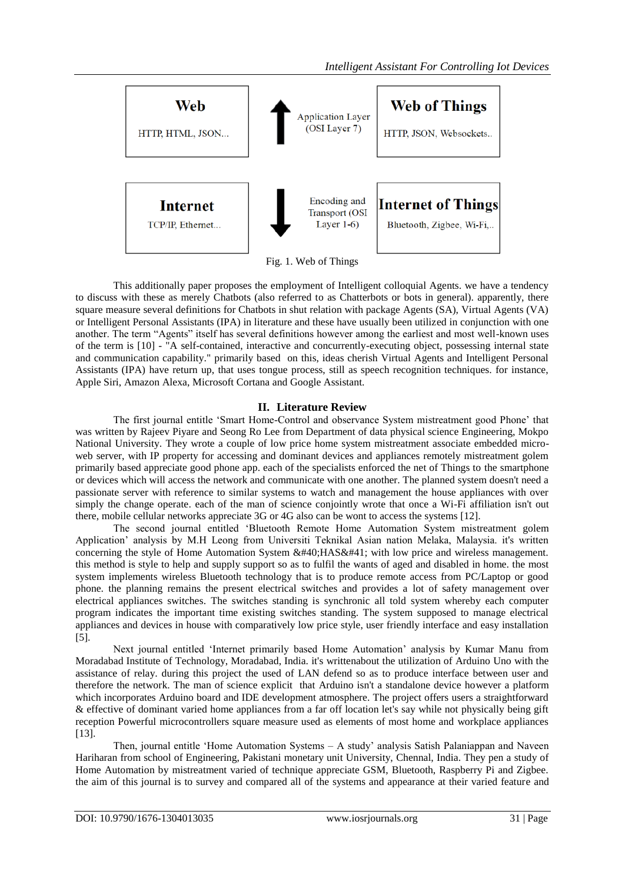| Web | | Web of Things |
|---|---|---|
| HTTP, HTML, JSON... | ↑ Application Layer (OSI Layer 7) | HTTP, JSON, Websockets.. |
| **Internet** | | **Internet of Things** |
| TCP/IP, Ethernet... | ↓ Encoding and Transport (OSI Layer 1-6) | Bluetooth, Zigbee, Wi-Fi,.. |

Fig. 1. Web of Things

This additionally paper proposes the employment of Intelligent colloquial Agents. we have a tendency to discuss with these as merely Chatbots (also referred to as Chatterbots or bots in general). apparently, there square measure several definitions for Chatbots in shut relation with package Agents (SA), Virtual Agents (VA) or Intelligent Personal Assistants (IPA) in literature and these have usually been utilized in conjunction with one another. The term "Agents" itself has several definitions however among the earliest and most well-known uses of the term is [10] - "A self-contained, interactive and concurrently-executing object, possessing internal state and communication capability." primarily based on this, ideas cherish Virtual Agents and Intelligent Personal Assistants (IPA) have return up, that uses tongue process, still as speech recognition techniques. for instance, Apple Siri, Amazon Alexa, Microsoft Cortana and Google Assistant.

## II. Literature Review

The first journal entitle 'Smart Home-Control and observance System mistreatment good Phone' that was written by Rajeev Piyare and Seong Ro Lee from Department of data physical science Engineering, Mokpo National University. They wrote a couple of low price home system mistreatment associate embedded micro-web server, with IP property for accessing and dominant devices and appliances remotely mistreatment golem primarily based appreciate good phone app. each of the specialists enforced the net of Things to the smartphone or devices which will access the network and communicate with one another. The planned system doesn't need a passionate server with reference to similar systems to watch and management the house appliances with over simply the change operate. each of the man of science conjointly wrote that once a Wi-Fi affiliation isn't out there, mobile cellular networks appreciate 3G or 4G also can be wont to access the systems [12].

The second journal entitled 'Bluetooth Remote Home Automation System mistreatment golem Application' analysis by M.H Leong from Universiti Teknikal Asian nation Melaka, Malaysia. it's written concerning the style of Home Automation System &#40;HAS&#41; with low price and wireless management. this method is style to help and supply support so as to fulfil the wants of aged and disabled in home. the most system implements wireless Bluetooth technology that is to produce remote access from PC/Laptop or good phone. the planning remains the present electrical switches and provides a lot of safety management over electrical appliances switches. The switches standing is synchronic all told system whereby each computer program indicates the important time existing switches standing. The system supposed to manage electrical appliances and devices in house with comparatively low price style, user friendly interface and easy installation [5].

Next journal entitled 'Internet primarily based Home Automation' analysis by Kumar Manu from Moradabad Institute of Technology, Moradabad, India. it's writtenabout the utilization of Arduino Uno with the assistance of relay. during this project the used of LAN defend so as to produce interface between user and therefore the network. The man of science explicit that Arduino isn't a standalone device however a platform which incorporates Arduino board and IDE development atmosphere. The project offers users a straightforward & effective of dominant varied home appliances from a far off location let's say while not physically being gift reception Powerful microcontrollers square measure used as elements of most home and workplace appliances [13].

Then, journal entitle 'Home Automation Systems – A study' analysis Satish Palaniappan and Naveen Hariharan from school of Engineering, Pakistani monetary unit University, Chennal, India. They pen a study of Home Automation by mistreatment varied of technique appreciate GSM, Bluetooth, Raspberry Pi and Zigbee. the aim of this journal is to survey and compared all of the systems and appearance at their varied feature and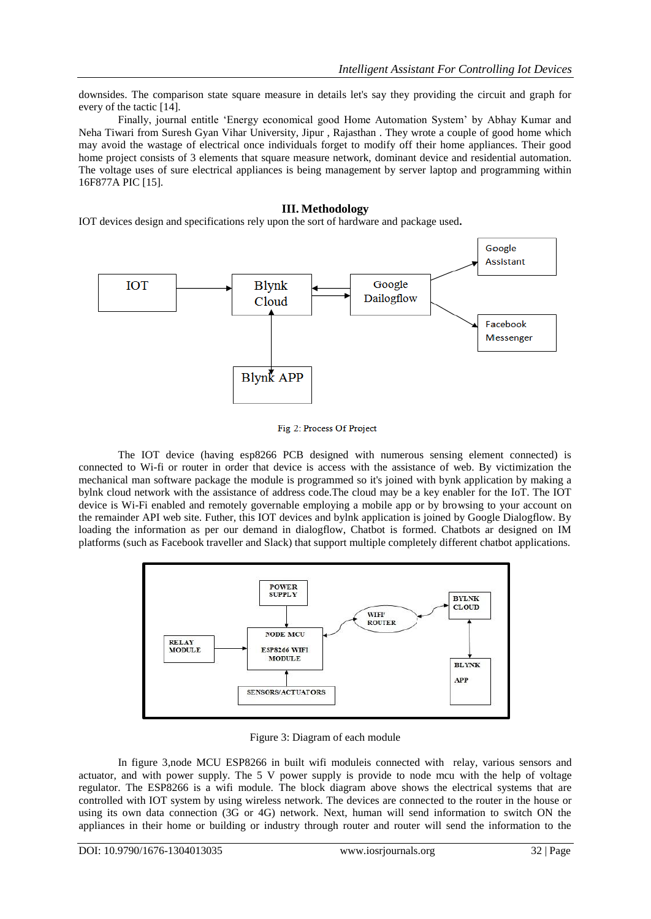downsides. The comparison state square measure in details let's say they providing the circuit and graph for every of the tactic [14].

Finally, journal entitle 'Energy economical good Home Automation System' by Abhay Kumar and Neha Tiwari from Suresh Gyan Vihar University, Jipur , Rajasthan . They wrote a couple of good home which may avoid the wastage of electrical once individuals forget to modify off their home appliances. Their good home project consists of 3 elements that square measure network, dominant device and residential automation. The voltage uses of sure electrical appliances is being management by server laptop and programming within 16F877A PIC [15].

## III. Methodology

IOT devices design and specifications rely upon the sort of hardware and package used**.**

IOT

Blynk Cloud

Google Dailogflow

Google Assistant

Facebook Messenger

Blynk APP

Fig 2: Process Of Project

The IOT device (having esp8266 PCB designed with numerous sensing element connected) is connected to Wi-fi or router in order that device is access with the assistance of web. By victimization the mechanical man software package the module is programmed so it's joined with bynk application by making a bylnk cloud network with the assistance of address code.The cloud may be a key enabler for the IoT. The IOT device is Wi-Fi enabled and remotely governable employing a mobile app or by browsing to your account on the remainder API web site. Futher, this IOT devices and bylnk application is joined by Google Dialogflow. By loading the information as per our demand in dialogflow, Chatbot is formed. Chatbots ar designed on IM platforms (such as Facebook traveller and Slack) that support multiple completely different chatbot applications.

POWER SUPPLY

RELAY MODULE

NODE MCU ESP8266 WIFI MODULE

SENSORS/ACTUATORS

WIFI ROUTER

BYLNK CLOUD

BLYNK APP

Figure 3: Diagram of each module

In figure 3,node MCU ESP8266 in built wifi moduleis connected with relay, various sensors and actuator, and with power supply. The 5 V power supply is provide to node mcu with the help of voltage regulator. The ESP8266 is a wifi module. The block diagram above shows the electrical systems that are controlled with IOT system by using wireless network. The devices are connected to the router in the house or using its own data connection (3G or 4G) network. Next, human will send information to switch ON the appliances in their home or building or industry through router and router will send the information to the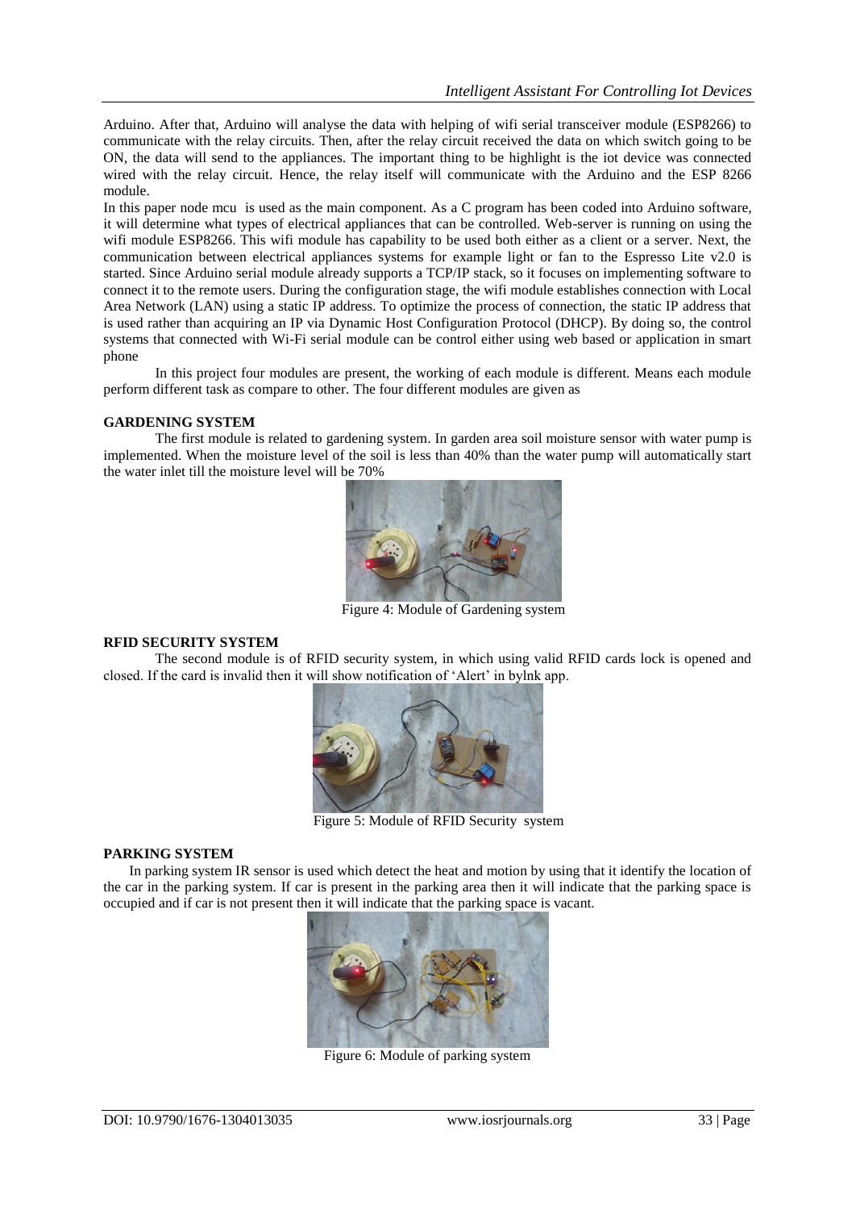Arduino. After that, Arduino will analyse the data with helping of wifi serial transceiver module (ESP8266) to communicate with the relay circuits. Then, after the relay circuit received the data on which switch going to be ON, the data will send to the appliances. The important thing to be highlight is the iot device was connected wired with the relay circuit. Hence, the relay itself will communicate with the Arduino and the ESP 8266 module.

In this paper node mcu is used as the main component. As a C program has been coded into Arduino software, it will determine what types of electrical appliances that can be controlled. Web-server is running on using the wifi module ESP8266. This wifi module has capability to be used both either as a client or a server. Next, the communication between electrical appliances systems for example light or fan to the Espresso Lite v2.0 is started. Since Arduino serial module already supports a TCP/IP stack, so it focuses on implementing software to connect it to the remote users. During the configuration stage, the wifi module establishes connection with Local Area Network (LAN) using a static IP address. To optimize the process of connection, the static IP address that is used rather than acquiring an IP via Dynamic Host Configuration Protocol (DHCP). By doing so, the control systems that connected with Wi-Fi serial module can be control either using web based or application in smart phone

In this project four modules are present, the working of each module is different. Means each module perform different task as compare to other. The four different modules are given as

**GARDENING SYSTEM**

The first module is related to gardening system. In garden area soil moisture sensor with water pump is implemented. When the moisture level of the soil is less than 40% than the water pump will automatically start the water inlet till the moisture level will be 70%

Figure 4: Module of Gardening system

**RFID SECURITY SYSTEM**

The second module is of RFID security system, in which using valid RFID cards lock is opened and closed. If the card is invalid then it will show notification of 'Alert' in bylnk app.

Figure 5: Module of RFID Security system

**PARKING SYSTEM**

In parking system IR sensor is used which detect the heat and motion by using that it identify the location of the car in the parking system. If car is present in the parking area then it will indicate that the parking space is occupied and if car is not present then it will indicate that the parking space is vacant.

Figure 6: Module of parking system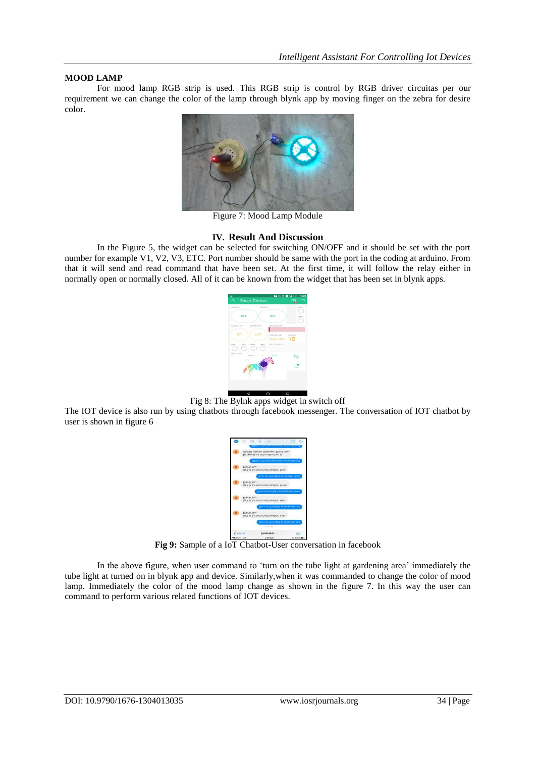## MOOD LAMP

For mood lamp RGB strip is used. This RGB strip is control by RGB driver circuitas per our requirement we can change the color of the lamp through blynk app by moving finger on the zebra for desire color.

Figure 7: Mood Lamp Module

## IV. Result And Discussion

In the Figure 5, the widget can be selected for switching ON/OFF and it should be set with the port number for example V1, V2, V3, ETC. Port number should be same with the port in the coding at arduino. From that it will send and read command that have been set. At the first time, it will follow the relay either in normally open or normally closed. All of it can be known from the widget that has been set in blynk apps.

Fig 8: The Bylnk apps widget in switch off

The IOT device is also run by using chatbots through facebook messenger. The conversation of IOT chatbot by user is shown in figure 6

**Fig 9:** Sample of a IoT Chatbot-User conversation in facebook

In the above figure, when user command to 'turn on the tube light at gardening area' immediately the tube light at turned on in blynk app and device. Similarly,when it was commanded to change the color of mood lamp. Immediately the color of the mood lamp change as shown in the figure 7. In this way the user can command to perform various related functions of IOT devices.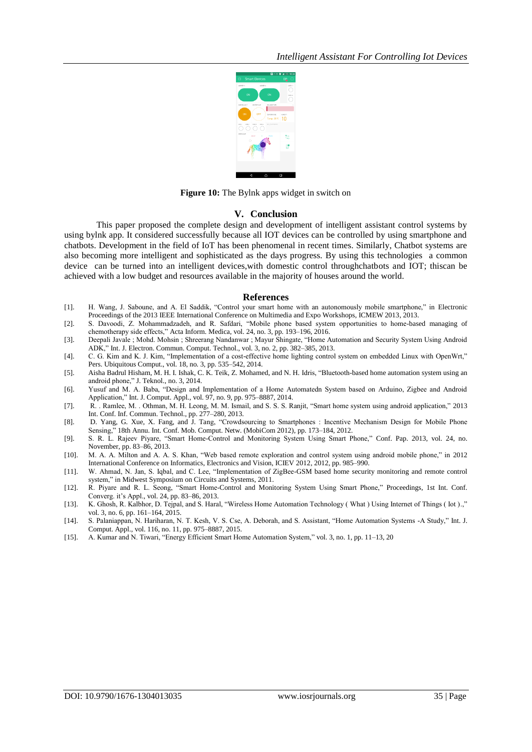Figure 10: The Bylnk apps widget in switch on

## V. Conclusion

This paper proposed the complete design and development of intelligent assistant control systems by using bylnk app. It considered successfully because all IOT devices can be controlled by using smartphone and chatbots. Development in the field of IoT has been phenomenal in recent times. Similarly, Chatbot systems are also becoming more intelligent and sophisticated as the days progress. By using this technologies a common device can be turned into an intelligent devices,with domestic control throughchatbots and IOT; thiscan be achieved with a low budget and resources available in the majority of houses around the world.

## References

[1]. H. Wang, J. Saboune, and A. El Saddik, "Control your smart home with an autonomously mobile smartphone," in Electronic Proceedings of the 2013 IEEE International Conference on Multimedia and Expo Workshops, ICMEW 2013, 2013.

[2]. S. Davoodi, Z. Mohammadzadeh, and R. Safdari, "Mobile phone based system opportunities to home-based managing of chemotherapy side effects," Acta Inform. Medica, vol. 24, no. 3, pp. 193–196, 2016.

[3]. Deepali Javale ; Mohd. Mohsin ; Shreerang Nandanwar ; Mayur Shingate, "Home Automation and Security System Using Android ADK," Int. J. Electron. Commun. Comput. Technol., vol. 3, no. 2, pp. 382–385, 2013.

[4]. C. G. Kim and K. J. Kim, "Implementation of a cost-effective home lighting control system on embedded Linux with OpenWrt," Pers. Ubiquitous Comput., vol. 18, no. 3, pp. 535–542, 2014.

[5]. Aisha Badrul Hisham, M. H. I. Ishak, C. K. Teik, Z. Mohamed, and N. H. Idris, "Bluetooth-based home automation system using an android phone," J. Teknol., no. 3, 2014.

[6]. Yusuf and M. A. Baba, "Design and Implementation of a Home Automatedn System based on Arduino, Zigbee and Android Application," Int. J. Comput. Appl., vol. 97, no. 9, pp. 975–8887, 2014.

[7]. R. . Ramlee, M. . Othman, M. H. Leong, M. M. Ismail, and S. S. S. Ranjit, "Smart home system using android application," 2013 Int. Conf. Inf. Commun. Technol., pp. 277–280, 2013.

[8]. D. Yang, G. Xue, X. Fang, and J. Tang, "Crowdsourcing to Smartphones : Incentive Mechanism Design for Mobile Phone Sensing," 18th Annu. Int. Conf. Mob. Comput. Netw. (MobiCom 2012), pp. 173–184, 2012.

[9]. S. R. L. Rajeev Piyare, "Smart Home-Control and Monitoring System Using Smart Phone," Conf. Pap. 2013, vol. 24, no. November, pp. 83–86, 2013.

[10]. M. A. A. Milton and A. A. S. Khan, "Web based remote exploration and control system using android mobile phone," in 2012 International Conference on Informatics, Electronics and Vision, ICIEV 2012, 2012, pp. 985–990.

[11]. W. Ahmad, N. Jan, S. Iqbal, and C. Lee, "Implementation of ZigBee-GSM based home security monitoring and remote control system," in Midwest Symposium on Circuits and Systems, 2011.

[12]. R. Piyare and R. L. Seong, "Smart Home-Control and Monitoring System Using Smart Phone," Proceedings, 1st Int. Conf. Converg. it's Appl., vol. 24, pp. 83–86, 2013.

[13]. K. Ghosh, R. Kalbhor, D. Tejpal, and S. Haral, "Wireless Home Automation Technology ( What ) Using Internet of Things ( Iot ).," vol. 3, no. 6, pp. 161–164, 2015.

[14]. S. Palaniappan, N. Hariharan, N. T. Kesh, V. S. Cse, A. Deborah, and S. Assistant, "Home Automation Systems -A Study," Int. J. Comput. Appl., vol. 116, no. 11, pp. 975–8887, 2015.

[15]. A. Kumar and N. Tiwari, "Energy Efficient Smart Home Automation System," vol. 3, no. 1, pp. 11–13, 20